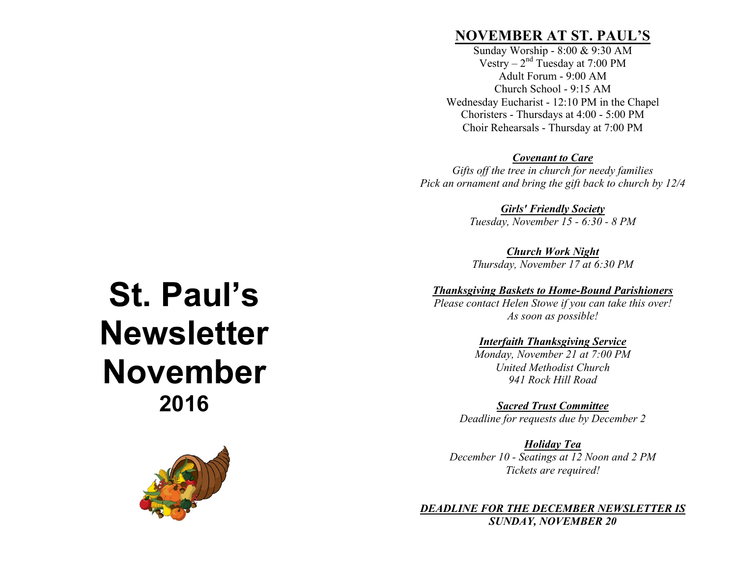# St. Paul's Newsletter November

## 2016

## NOVEMBER AT ST. PAUL'S

Sunday Worship - 8:00 & 9:30 AM
Vestry – 2nd Tuesday at 7:00 PM
Adult Forum - 9:00 AM
Church School - 9:15 AM
Wednesday Eucharist - 12:10 PM in the Chapel
Choristers - Thursdays at 4:00 - 5:00 PM
Choir Rehearsals - Thursday at 7:00 PM

***Covenant to Care***
*Gifts off the tree in church for needy families*
*Pick an ornament and bring the gift back to church by 12/4*

***Girls' Friendly Society***
*Tuesday, November 15 - 6:30 - 8 PM*

***Church Work Night***
*Thursday, November 17 at 6:30 PM*

***Thanksgiving Baskets to Home-Bound Parishioners***
*Please contact Helen Stowe if you can take this over!*
*As soon as possible!*

***Interfaith Thanksgiving Service***
*Monday, November 21 at 7:00 PM*
*United Methodist Church*
*941 Rock Hill Road*

***Sacred Trust Committee***
*Deadline for requests due by December 2*

***Holiday Tea***
*December 10 - Seatings at 12 Noon and 2 PM*
*Tickets are required!*

***DEADLINE FOR THE DECEMBER NEWSLETTER IS SUNDAY, NOVEMBER 20***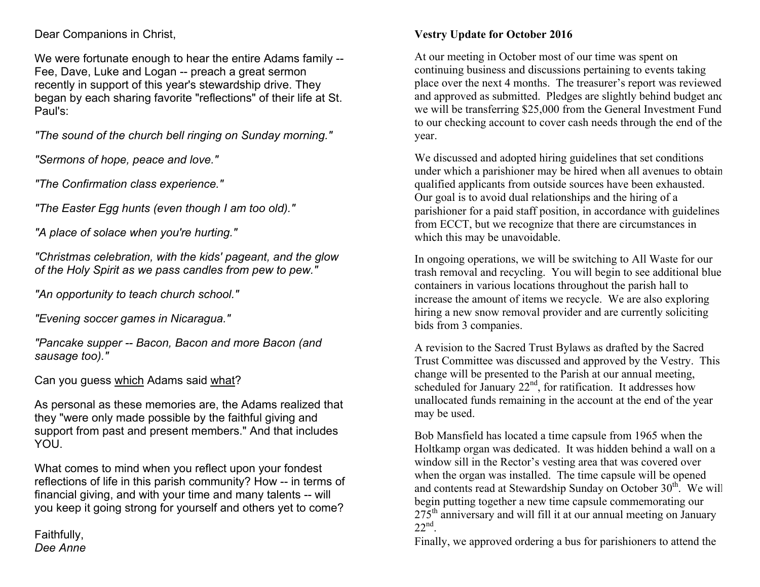Dear Companions in Christ,

We were fortunate enough to hear the entire Adams family -- Fee, Dave, Luke and Logan -- preach a great sermon recently in support of this year's stewardship drive. They began by each sharing favorite "reflections" of their life at St. Paul's:

*"The sound of the church bell ringing on Sunday morning."*

*"Sermons of hope, peace and love."*

*"The Confirmation class experience."*

*"The Easter Egg hunts (even though I am too old)."*

*"A place of solace when you're hurting."*

*"Christmas celebration, with the kids' pageant, and the glow of the Holy Spirit as we pass candles from pew to pew."*

*"An opportunity to teach church school."*

*"Evening soccer games in Nicaragua."*

*"Pancake supper -- Bacon, Bacon and more Bacon (and sausage too)."*

Can you guess <u>which</u> Adams said <u>what</u>?

As personal as these memories are, the Adams realized that they "were only made possible by the faithful giving and support from past and present members." And that includes YOU.

What comes to mind when you reflect upon your fondest reflections of life in this parish community? How -- in terms of financial giving, and with your time and many talents -- will you keep it going strong for yourself and others yet to come?

Faithfully,
*Dee Anne*

**Vestry Update for October 2016**

At our meeting in October most of our time was spent on continuing business and discussions pertaining to events taking place over the next 4 months. The treasurer's report was reviewed and approved as submitted. Pledges are slightly behind budget and we will be transferring $25,000 from the General Investment Fund to our checking account to cover cash needs through the end of the year.

We discussed and adopted hiring guidelines that set conditions under which a parishioner may be hired when all avenues to obtain qualified applicants from outside sources have been exhausted. Our goal is to avoid dual relationships and the hiring of a parishioner for a paid staff position, in accordance with guidelines from ECCT, but we recognize that there are circumstances in which this may be unavoidable.

In ongoing operations, we will be switching to All Waste for our trash removal and recycling. You will begin to see additional blue containers in various locations throughout the parish hall to increase the amount of items we recycle. We are also exploring hiring a new snow removal provider and are currently soliciting bids from 3 companies.

A revision to the Sacred Trust Bylaws as drafted by the Sacred Trust Committee was discussed and approved by the Vestry. This change will be presented to the Parish at our annual meeting, scheduled for January 22nd, for ratification. It addresses how unallocated funds remaining in the account at the end of the year may be used.

Bob Mansfield has located a time capsule from 1965 when the Holtkamp organ was dedicated. It was hidden behind a wall on a window sill in the Rector's vesting area that was covered over when the organ was installed. The time capsule will be opened and contents read at Stewardship Sunday on October 30th. We will begin putting together a new time capsule commemorating our 275th anniversary and will fill it at our annual meeting on January 22nd.

Finally, we approved ordering a bus for parishioners to attend the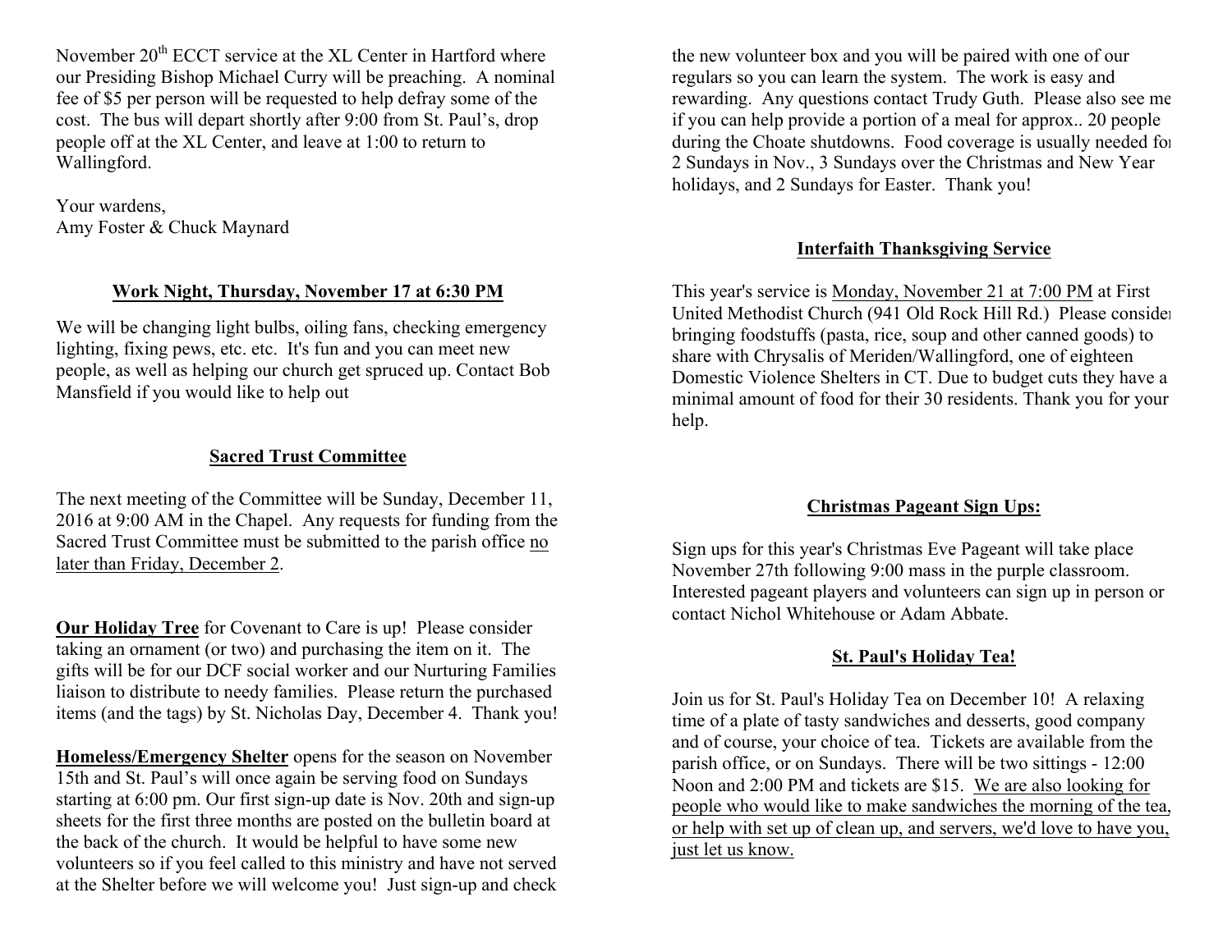November 20th ECCT service at the XL Center in Hartford where our Presiding Bishop Michael Curry will be preaching. A nominal fee of $5 per person will be requested to help defray some of the cost. The bus will depart shortly after 9:00 from St. Paul's, drop people off at the XL Center, and leave at 1:00 to return to Wallingford.

Your wardens,
Amy Foster & Chuck Maynard

## Work Night, Thursday, November 17 at 6:30 PM

We will be changing light bulbs, oiling fans, checking emergency lighting, fixing pews, etc. etc. It's fun and you can meet new people, as well as helping our church get spruced up. Contact Bob Mansfield if you would like to help out

## Sacred Trust Committee

The next meeting of the Committee will be Sunday, December 11, 2016 at 9:00 AM in the Chapel. Any requests for funding from the Sacred Trust Committee must be submitted to the parish office no later than Friday, December 2.

**Our Holiday Tree** for Covenant to Care is up! Please consider taking an ornament (or two) and purchasing the item on it. The gifts will be for our DCF social worker and our Nurturing Families liaison to distribute to needy families. Please return the purchased items (and the tags) by St. Nicholas Day, December 4. Thank you!

**Homeless/Emergency Shelter** opens for the season on November 15th and St. Paul's will once again be serving food on Sundays starting at 6:00 pm. Our first sign-up date is Nov. 20th and sign-up sheets for the first three months are posted on the bulletin board at the back of the church. It would be helpful to have some new volunteers so if you feel called to this ministry and have not served at the Shelter before we will welcome you! Just sign-up and check the new volunteer box and you will be paired with one of our regulars so you can learn the system. The work is easy and rewarding. Any questions contact Trudy Guth. Please also see me if you can help provide a portion of a meal for approx.. 20 people during the Choate shutdowns. Food coverage is usually needed for 2 Sundays in Nov., 3 Sundays over the Christmas and New Year holidays, and 2 Sundays for Easter. Thank you!

## Interfaith Thanksgiving Service

This year's service is Monday, November 21 at 7:00 PM at First United Methodist Church (941 Old Rock Hill Rd.) Please consider bringing foodstuffs (pasta, rice, soup and other canned goods) to share with Chrysalis of Meriden/Wallingford, one of eighteen Domestic Violence Shelters in CT. Due to budget cuts they have a minimal amount of food for their 30 residents. Thank you for your help.

## Christmas Pageant Sign Ups:

Sign ups for this year's Christmas Eve Pageant will take place November 27th following 9:00 mass in the purple classroom. Interested pageant players and volunteers can sign up in person or contact Nichol Whitehouse or Adam Abbate.

## St. Paul's Holiday Tea!

Join us for St. Paul's Holiday Tea on December 10! A relaxing time of a plate of tasty sandwiches and desserts, good company and of course, your choice of tea. Tickets are available from the parish office, or on Sundays. There will be two sittings - 12:00 Noon and 2:00 PM and tickets are $15. We are also looking for people who would like to make sandwiches the morning of the tea, or help with set up of clean up, and servers, we'd love to have you, just let us know.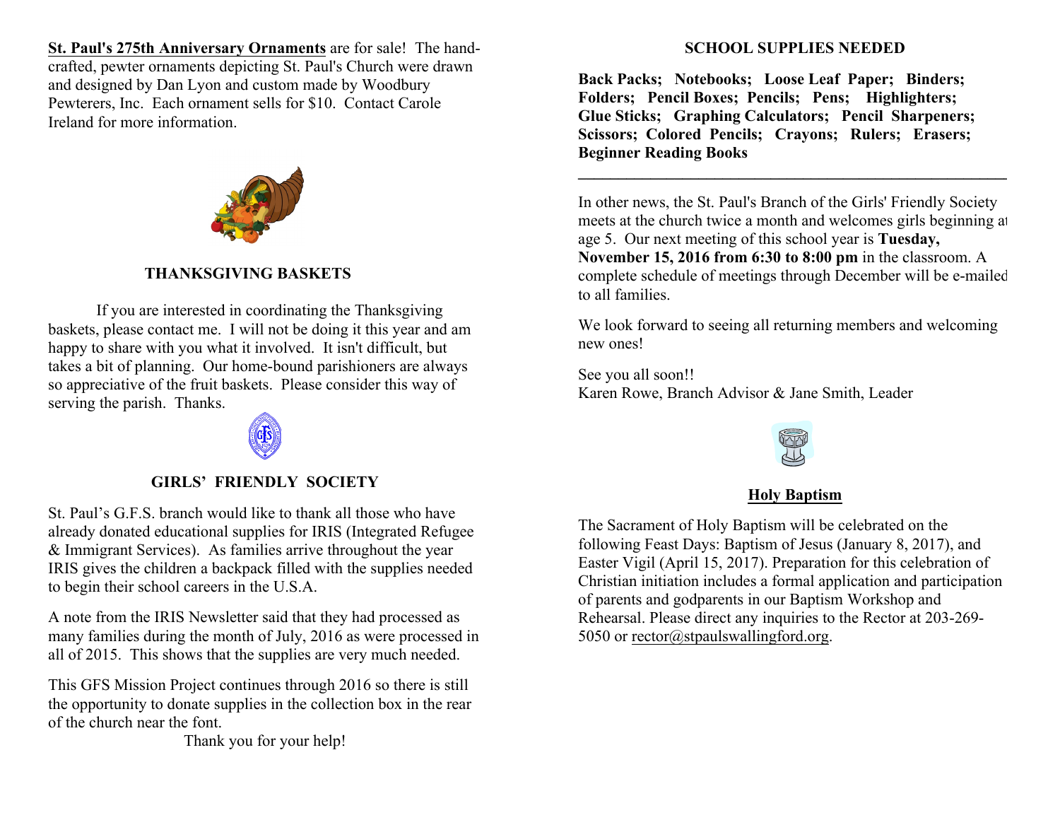**St. Paul's 275th Anniversary Ornaments** are for sale! The hand-crafted, pewter ornaments depicting St. Paul's Church were drawn and designed by Dan Lyon and custom made by Woodbury Pewterers, Inc. Each ornament sells for $10. Contact Carole Ireland for more information.

## THANKSGIVING BASKETS

If you are interested in coordinating the Thanksgiving baskets, please contact me. I will not be doing it this year and am happy to share with you what it involved. It isn't difficult, but takes a bit of planning. Our home-bound parishioners are always so appreciative of the fruit baskets. Please consider this way of serving the parish. Thanks.

## GIRLS' FRIENDLY SOCIETY

St. Paul's G.F.S. branch would like to thank all those who have already donated educational supplies for IRIS (Integrated Refugee & Immigrant Services). As families arrive throughout the year IRIS gives the children a backpack filled with the supplies needed to begin their school careers in the U.S.A.

A note from the IRIS Newsletter said that they had processed as many families during the month of July, 2016 as were processed in all of 2015. This shows that the supplies are very much needed.

This GFS Mission Project continues through 2016 so there is still the opportunity to donate supplies in the collection box in the rear of the church near the font.

Thank you for your help!

## SCHOOL SUPPLIES NEEDED

**Back Packs; Notebooks; Loose Leaf Paper; Binders; Folders; Pencil Boxes; Pencils; Pens; Highlighters; Glue Sticks; Graphing Calculators; Pencil Sharpeners; Scissors; Colored Pencils; Crayons; Rulers; Erasers; Beginner Reading Books**

---

In other news, the St. Paul's Branch of the Girls' Friendly Society meets at the church twice a month and welcomes girls beginning at age 5. Our next meeting of this school year is **Tuesday, November 15, 2016 from 6:30 to 8:00 pm** in the classroom. A complete schedule of meetings through December will be e-mailed to all families.

We look forward to seeing all returning members and welcoming new ones!

See you all soon!!
Karen Rowe, Branch Advisor & Jane Smith, Leader

## Holy Baptism

The Sacrament of Holy Baptism will be celebrated on the following Feast Days: Baptism of Jesus (January 8, 2017), and Easter Vigil (April 15, 2017). Preparation for this celebration of Christian initiation includes a formal application and participation of parents and godparents in our Baptism Workshop and Rehearsal. Please direct any inquiries to the Rector at 203-269-5050 or rector@stpaulswallingford.org.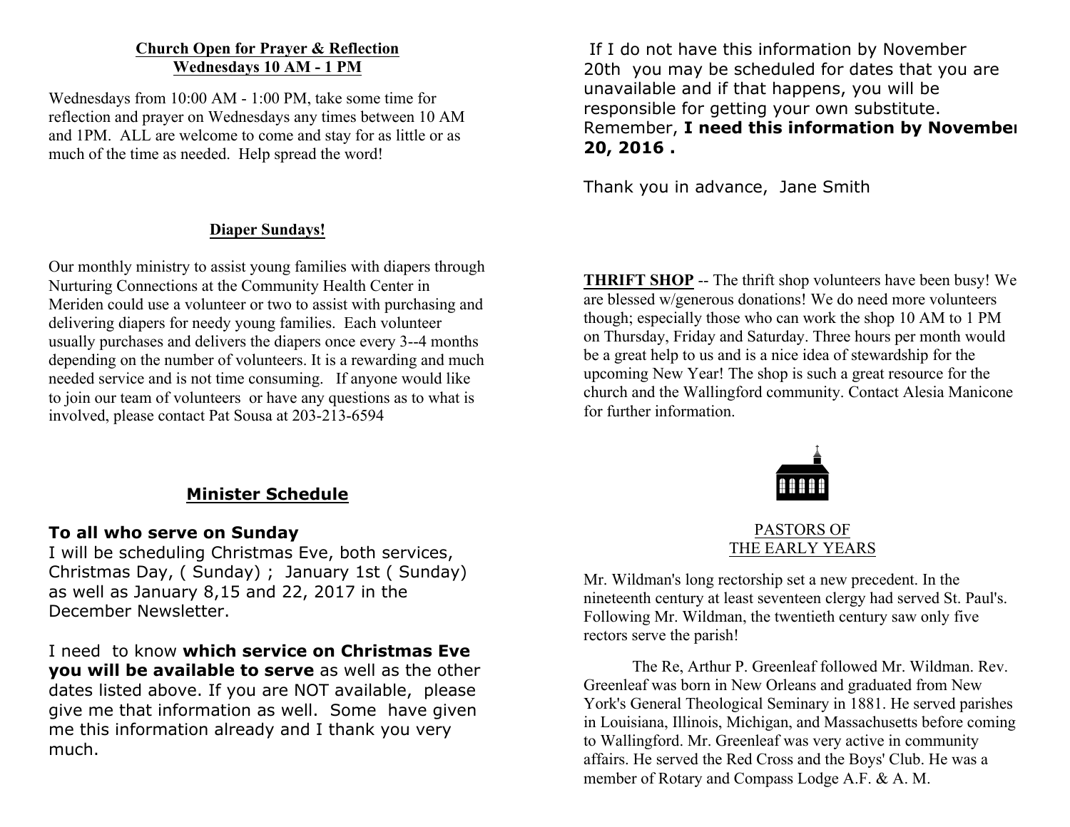## Church Open for Prayer & Reflection
## Wednesdays 10 AM - 1 PM

Wednesdays from 10:00 AM - 1:00 PM, take some time for reflection and prayer on Wednesdays any times between 10 AM and 1PM. ALL are welcome to come and stay for as little or as much of the time as needed. Help spread the word!

## Diaper Sundays!

Our monthly ministry to assist young families with diapers through Nurturing Connections at the Community Health Center in Meriden could use a volunteer or two to assist with purchasing and delivering diapers for needy young families. Each volunteer usually purchases and delivers the diapers once every 3--4 months depending on the number of volunteers. It is a rewarding and much needed service and is not time consuming. If anyone would like to join our team of volunteers or have any questions as to what is involved, please contact Pat Sousa at 203-213-6594

## Minister Schedule

**To all who serve on Sunday**
I will be scheduling Christmas Eve, both services, Christmas Day, ( Sunday) ; January 1st ( Sunday) as well as January 8,15 and 22, 2017 in the December Newsletter.

I need to know **which service on Christmas Eve you will be available to serve** as well as the other dates listed above. If you are NOT available, please give me that information as well. Some have given me this information already and I thank you very much.

If I do not have this information by November 20th you may be scheduled for dates that you are unavailable and if that happens, you will be responsible for getting your own substitute. Remember, **I need this information by November 20, 2016 .**

Thank you in advance, Jane Smith

**THRIFT SHOP** -- The thrift shop volunteers have been busy! We are blessed w/generous donations! We do need more volunteers though; especially those who can work the shop 10 AM to 1 PM on Thursday, Friday and Saturday. Three hours per month would be a great help to us and is a nice idea of stewardship for the upcoming New Year! The shop is such a great resource for the church and the Wallingford community. Contact Alesia Manicone for further information.

## PASTORS OF THE EARLY YEARS

Mr. Wildman's long rectorship set a new precedent. In the nineteenth century at least seventeen clergy had served St. Paul's. Following Mr. Wildman, the twentieth century saw only five rectors serve the parish!

The Re, Arthur P. Greenleaf followed Mr. Wildman. Rev. Greenleaf was born in New Orleans and graduated from New York's General Theological Seminary in 1881. He served parishes in Louisiana, Illinois, Michigan, and Massachusetts before coming to Wallingford. Mr. Greenleaf was very active in community affairs. He served the Red Cross and the Boys' Club. He was a member of Rotary and Compass Lodge A.F. & A. M.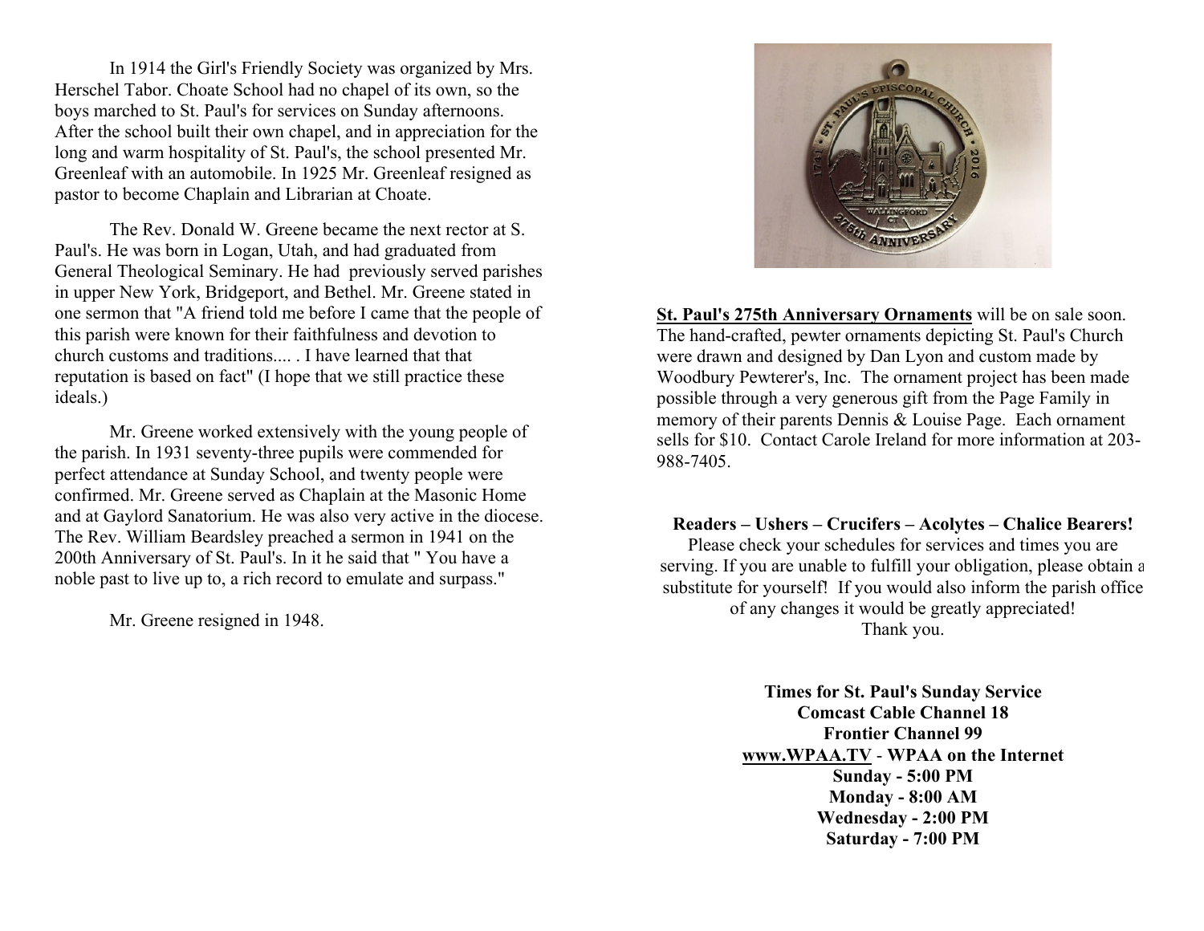In 1914 the Girl's Friendly Society was organized by Mrs. Herschel Tabor. Choate School had no chapel of its own, so the boys marched to St. Paul's for services on Sunday afternoons. After the school built their own chapel, and in appreciation for the long and warm hospitality of St. Paul's, the school presented Mr. Greenleaf with an automobile. In 1925 Mr. Greenleaf resigned as pastor to become Chaplain and Librarian at Choate.

The Rev. Donald W. Greene became the next rector at S. Paul's. He was born in Logan, Utah, and had graduated from General Theological Seminary. He had previously served parishes in upper New York, Bridgeport, and Bethel. Mr. Greene stated in one sermon that "A friend told me before I came that the people of this parish were known for their faithfulness and devotion to church customs and traditions.... . I have learned that that reputation is based on fact" (I hope that we still practice these ideals.)

Mr. Greene worked extensively with the young people of the parish. In 1931 seventy-three pupils were commended for perfect attendance at Sunday School, and twenty people were confirmed. Mr. Greene served as Chaplain at the Masonic Home and at Gaylord Sanatorium. He was also very active in the diocese. The Rev. William Beardsley preached a sermon in 1941 on the 200th Anniversary of St. Paul's. In it he said that " You have a noble past to live up to, a rich record to emulate and surpass."

Mr. Greene resigned in 1948.

**St. Paul's 275th Anniversary Ornaments** will be on sale soon. The hand-crafted, pewter ornaments depicting St. Paul's Church were drawn and designed by Dan Lyon and custom made by Woodbury Pewterer's, Inc. The ornament project has been made possible through a very generous gift from the Page Family in memory of their parents Dennis & Louise Page. Each ornament sells for $10. Contact Carole Ireland for more information at 203-988-7405.

**Readers – Ushers – Crucifers – Acolytes – Chalice Bearers!**

Please check your schedules for services and times you are serving. If you are unable to fulfill your obligation, please obtain a substitute for yourself! If you would also inform the parish office of any changes it would be greatly appreciated!
Thank you.

**Times for St. Paul's Sunday Service**
**Comcast Cable Channel 18**
**Frontier Channel 99**
**www.WPAA.TV - WPAA on the Internet**
**Sunday - 5:00 PM**
**Monday - 8:00 AM**
**Wednesday - 2:00 PM**
**Saturday - 7:00 PM**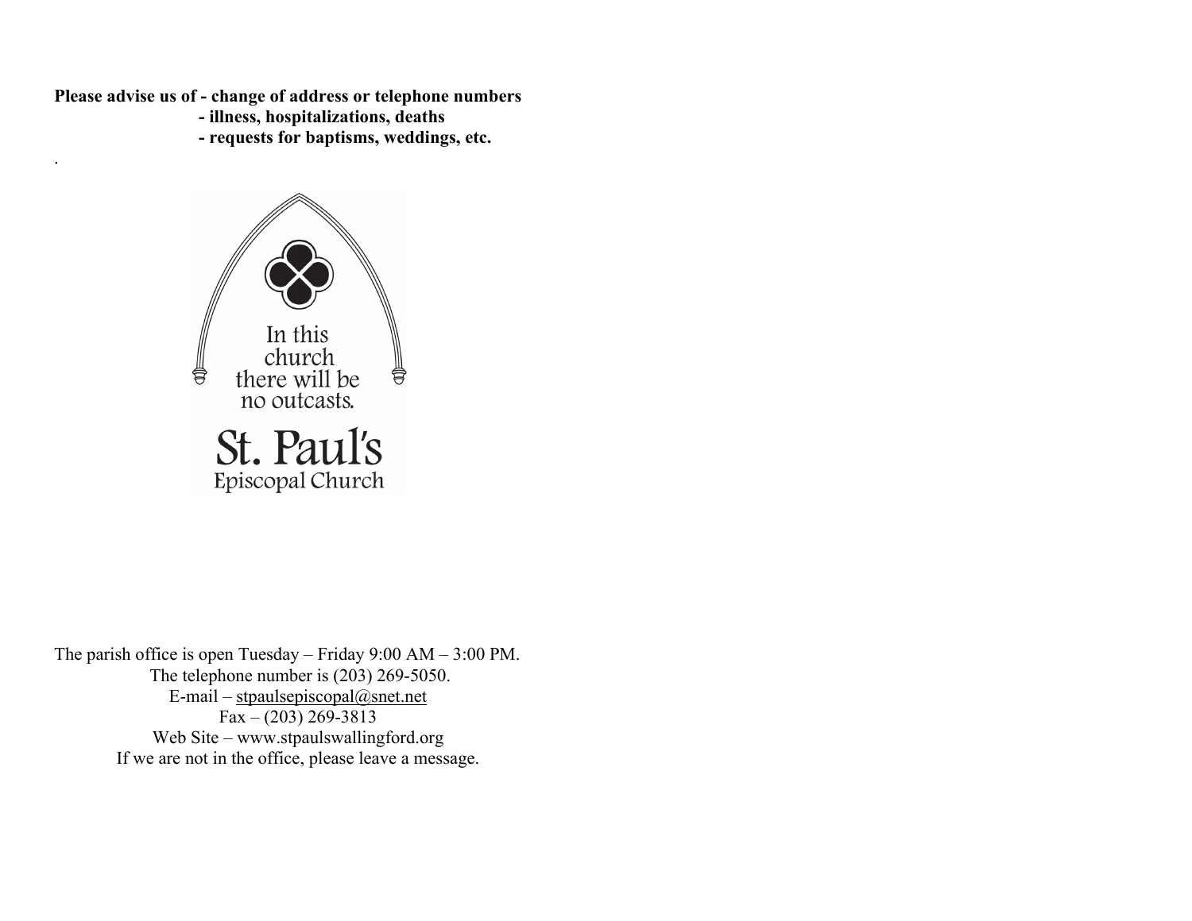**Please advise us of - change of address or telephone numbers**
**- illness, hospitalizations, deaths**
**- requests for baptisms, weddings, etc.**

.

In this church there will be no outcasts.

St. Paul's
Episcopal Church

The parish office is open Tuesday – Friday 9:00 AM – 3:00 PM.
The telephone number is (203) 269-5050.
E-mail – stpaulsepiscopal@snet.net
Fax – (203) 269-3813
Web Site – www.stpaulswallingford.org
If we are not in the office, please leave a message.